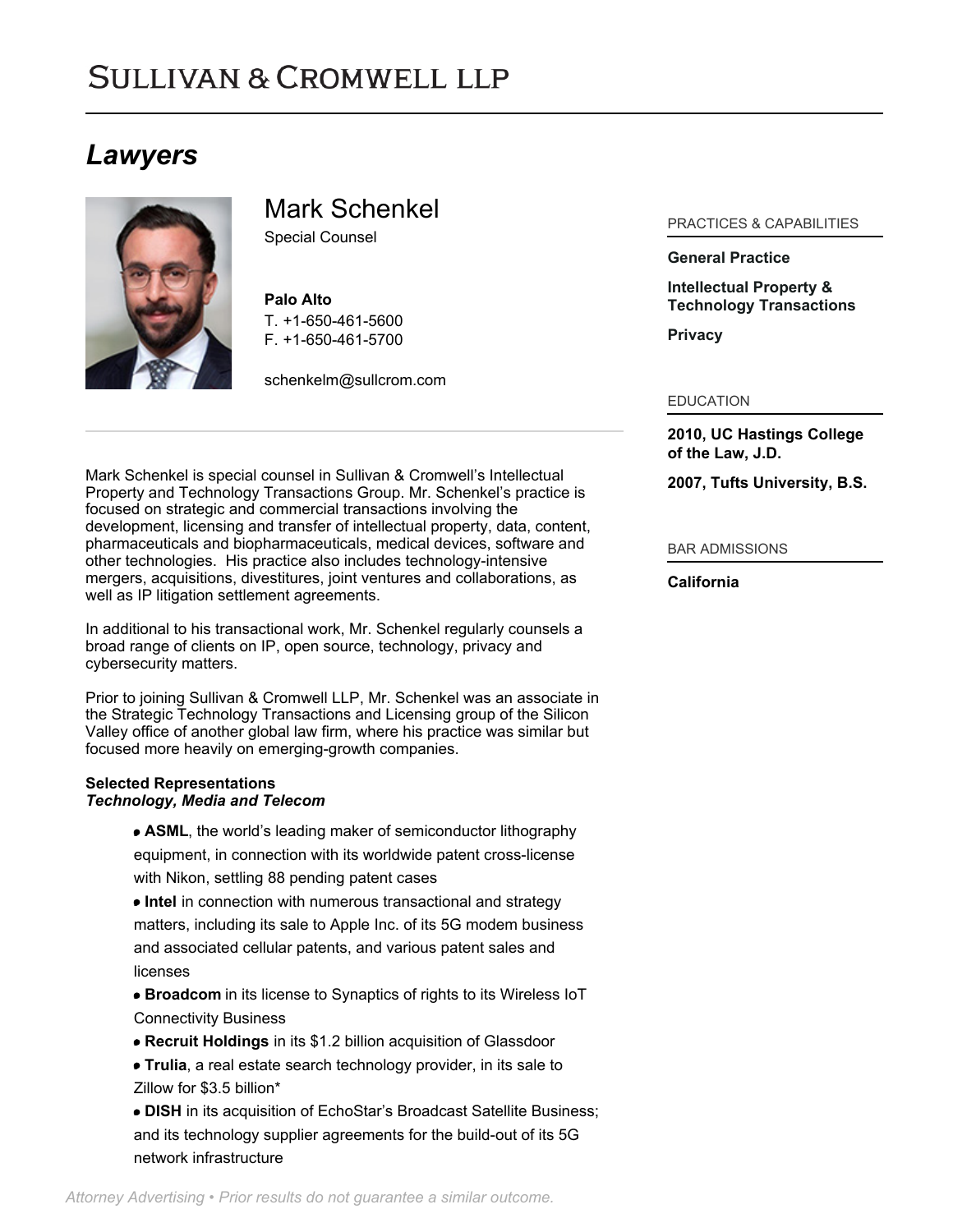# Sullivan & Cromwell LLP

## *Lawyers*

## Mark Schenkel

Special Counsel

**Palo Alto**
T. +1-650-461-5600
F. +1-650-461-5700

schenkelm@sullcrom.com

Mark Schenkel is special counsel in Sullivan & Cromwell's Intellectual Property and Technology Transactions Group. Mr. Schenkel's practice is focused on strategic and commercial transactions involving the development, licensing and transfer of intellectual property, data, content, pharmaceuticals and biopharmaceuticals, medical devices, software and other technologies. His practice also includes technology-intensive mergers, acquisitions, divestitures, joint ventures and collaborations, as well as IP litigation settlement agreements.

In additional to his transactional work, Mr. Schenkel regularly counsels a broad range of clients on IP, open source, technology, privacy and cybersecurity matters.

Prior to joining Sullivan & Cromwell LLP, Mr. Schenkel was an associate in the Strategic Technology Transactions and Licensing group of the Silicon Valley office of another global law firm, where his practice was similar but focused more heavily on emerging-growth companies.

**Selected Representations**
***Technology, Media and Telecom***

- **ASML**, the world's leading maker of semiconductor lithography equipment, in connection with its worldwide patent cross-license with Nikon, settling 88 pending patent cases
- **Intel** in connection with numerous transactional and strategy matters, including its sale to Apple Inc. of its 5G modem business and associated cellular patents, and various patent sales and licenses
- **Broadcom** in its license to Synaptics of rights to its Wireless IoT Connectivity Business
- **Recruit Holdings** in its $1.2 billion acquisition of Glassdoor
- **Trulia**, a real estate search technology provider, in its sale to Zillow for $3.5 billion*
- **DISH** in its acquisition of EchoStar's Broadcast Satellite Business; and its technology supplier agreements for the build-out of its 5G network infrastructure

PRACTICES & CAPABILITIES

**General Practice**

**Intellectual Property & Technology Transactions**

**Privacy**

EDUCATION

**2010, UC Hastings College of the Law, J.D.**

**2007, Tufts University, B.S.**

BAR ADMISSIONS

**California**

*Attorney Advertising • Prior results do not guarantee a similar outcome.*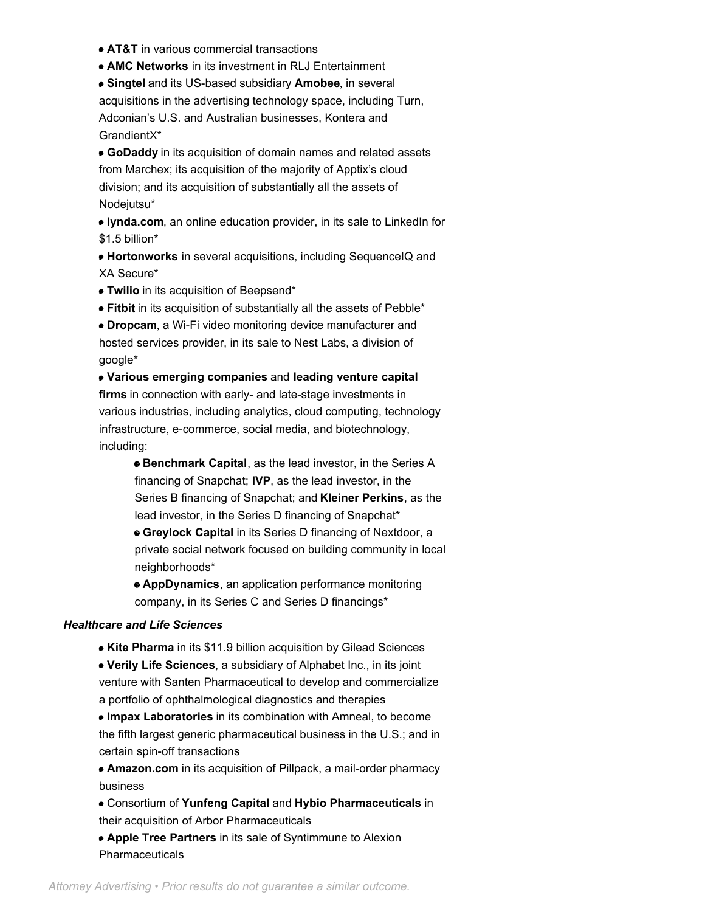- **AT&T** in various commercial transactions
- **AMC Networks** in its investment in RLJ Entertainment
- **Singtel** and its US-based subsidiary **Amobee**, in several acquisitions in the advertising technology space, including Turn, Adconian's U.S. and Australian businesses, Kontera and GrandientX*
- **GoDaddy** in its acquisition of domain names and related assets from Marchex; its acquisition of the majority of Apptix's cloud division; and its acquisition of substantially all the assets of Nodejutsu*
- **lynda.com**, an online education provider, in its sale to LinkedIn for $1.5 billion*
- **Hortonworks** in several acquisitions, including SequenceIQ and XA Secure*
- **Twilio** in its acquisition of Beepsend*
- **Fitbit** in its acquisition of substantially all the assets of Pebble*
- **Dropcam**, a Wi-Fi video monitoring device manufacturer and hosted services provider, in its sale to Nest Labs, a division of google*
- **Various emerging companies** and **leading venture capital firms** in connection with early- and late-stage investments in various industries, including analytics, cloud computing, technology infrastructure, e-commerce, social media, and biotechnology, including:
    - **Benchmark Capital**, as the lead investor, in the Series A financing of Snapchat; **IVP**, as the lead investor, in the Series B financing of Snapchat; and **Kleiner Perkins**, as the lead investor, in the Series D financing of Snapchat*
    - **Greylock Capital** in its Series D financing of Nextdoor, a private social network focused on building community in local neighborhoods*
    - **AppDynamics**, an application performance monitoring company, in its Series C and Series D financings*

***Healthcare and Life Sciences***

- **Kite Pharma** in its $11.9 billion acquisition by Gilead Sciences
- **Verily Life Sciences**, a subsidiary of Alphabet Inc., in its joint venture with Santen Pharmaceutical to develop and commercialize a portfolio of ophthalmological diagnostics and therapies
- **Impax Laboratories** in its combination with Amneal, to become the fifth largest generic pharmaceutical business in the U.S.; and in certain spin-off transactions
- **Amazon.com** in its acquisition of Pillpack, a mail-order pharmacy business
- Consortium of **Yunfeng Capital** and **Hybio Pharmaceuticals** in their acquisition of Arbor Pharmaceuticals
- **Apple Tree Partners** in its sale of Syntimmune to Alexion Pharmaceuticals

*Attorney Advertising • Prior results do not guarantee a similar outcome.*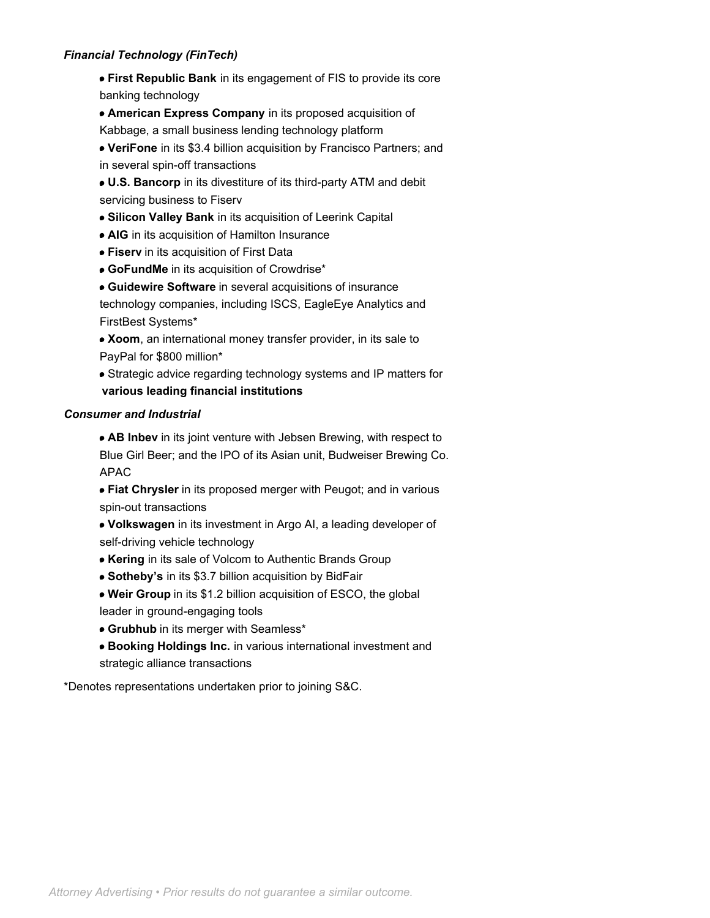*Financial Technology (FinTech)*

- **First Republic Bank** in its engagement of FIS to provide its core banking technology
- **American Express Company** in its proposed acquisition of Kabbage, a small business lending technology platform
- **VeriFone** in its $3.4 billion acquisition by Francisco Partners; and in several spin-off transactions
- **U.S. Bancorp** in its divestiture of its third-party ATM and debit servicing business to Fiserv
- **Silicon Valley Bank** in its acquisition of Leerink Capital
- **AIG** in its acquisition of Hamilton Insurance
- **Fiserv** in its acquisition of First Data
- **GoFundMe** in its acquisition of Crowdrise*
- **Guidewire Software** in several acquisitions of insurance technology companies, including ISCS, EagleEye Analytics and FirstBest Systems*
- **Xoom**, an international money transfer provider, in its sale to PayPal for $800 million*
- Strategic advice regarding technology systems and IP matters for **various leading financial institutions**

*Consumer and Industrial*

- **AB Inbev** in its joint venture with Jebsen Brewing, with respect to Blue Girl Beer; and the IPO of its Asian unit, Budweiser Brewing Co. APAC
- **Fiat Chrysler** in its proposed merger with Peugot; and in various spin-out transactions
- **Volkswagen** in its investment in Argo AI, a leading developer of self-driving vehicle technology
- **Kering** in its sale of Volcom to Authentic Brands Group
- **Sotheby's** in its $3.7 billion acquisition by BidFair
- **Weir Group** in its $1.2 billion acquisition of ESCO, the global leader in ground-engaging tools
- **Grubhub** in its merger with Seamless*
- **Booking Holdings Inc.** in various international investment and strategic alliance transactions

*Denotes representations undertaken prior to joining S&C.

*Attorney Advertising • Prior results do not guarantee a similar outcome.*